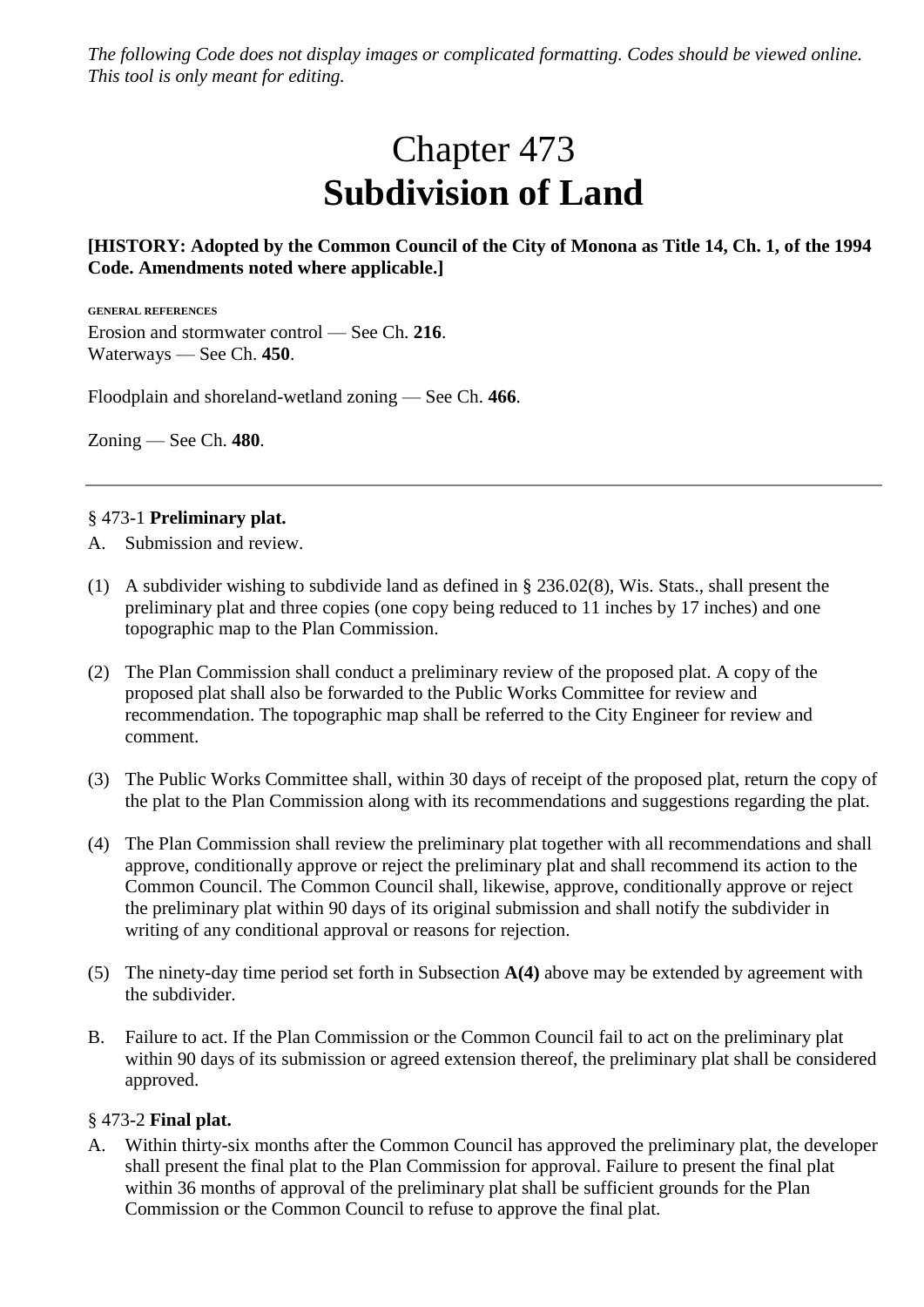*The following Code does not display images or complicated formatting. Codes should be viewed online. This tool is only meant for editing.*

# Chapter 473
# Subdivision of Land

**[HISTORY: Adopted by the Common Council of the City of Monona as Title 14, Ch. 1, of the 1994 Code. Amendments noted where applicable.]**

GENERAL REFERENCES

Erosion and stormwater control — See Ch. **216**.
Waterways — See Ch. **450**.

Floodplain and shoreland-wetland zoning — See Ch. **466**.

Zoning — See Ch. **480**.

---

§ 473-1 **Preliminary plat.**

A. Submission and review.

(1) A subdivider wishing to subdivide land as defined in § 236.02(8), Wis. Stats., shall present the preliminary plat and three copies (one copy being reduced to 11 inches by 17 inches) and one topographic map to the Plan Commission.

(2) The Plan Commission shall conduct a preliminary review of the proposed plat. A copy of the proposed plat shall also be forwarded to the Public Works Committee for review and recommendation. The topographic map shall be referred to the City Engineer for review and comment.

(3) The Public Works Committee shall, within 30 days of receipt of the proposed plat, return the copy of the plat to the Plan Commission along with its recommendations and suggestions regarding the plat.

(4) The Plan Commission shall review the preliminary plat together with all recommendations and shall approve, conditionally approve or reject the preliminary plat and shall recommend its action to the Common Council. The Common Council shall, likewise, approve, conditionally approve or reject the preliminary plat within 90 days of its original submission and shall notify the subdivider in writing of any conditional approval or reasons for rejection.

(5) The ninety-day time period set forth in Subsection **A(4)** above may be extended by agreement with the subdivider.

B. Failure to act. If the Plan Commission or the Common Council fail to act on the preliminary plat within 90 days of its submission or agreed extension thereof, the preliminary plat shall be considered approved.

§ 473-2 **Final plat.**

A. Within thirty-six months after the Common Council has approved the preliminary plat, the developer shall present the final plat to the Plan Commission for approval. Failure to present the final plat within 36 months of approval of the preliminary plat shall be sufficient grounds for the Plan Commission or the Common Council to refuse to approve the final plat.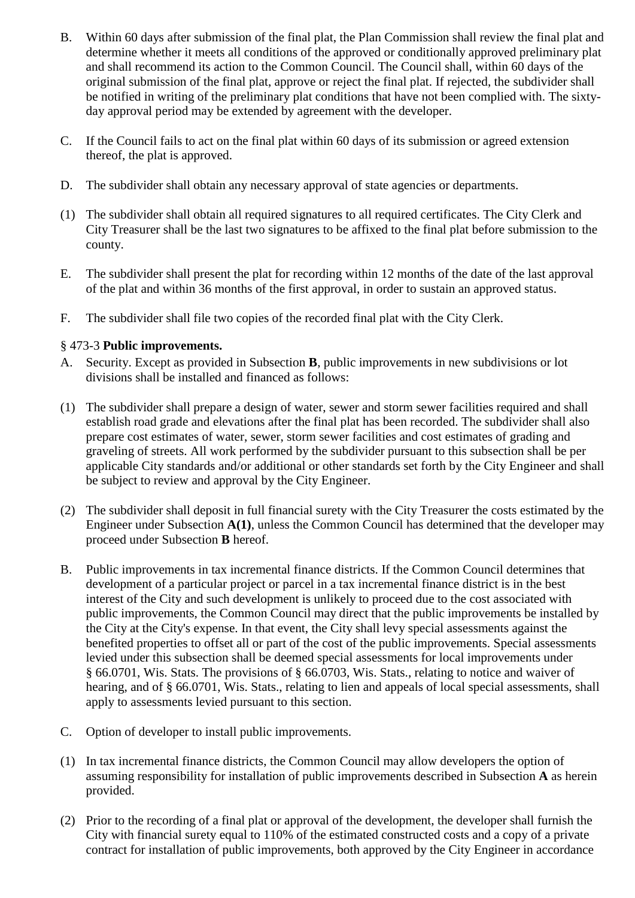B. Within 60 days after submission of the final plat, the Plan Commission shall review the final plat and determine whether it meets all conditions of the approved or conditionally approved preliminary plat and shall recommend its action to the Common Council. The Council shall, within 60 days of the original submission of the final plat, approve or reject the final plat. If rejected, the subdivider shall be notified in writing of the preliminary plat conditions that have not been complied with. The sixty-day approval period may be extended by agreement with the developer.

C. If the Council fails to act on the final plat within 60 days of its submission or agreed extension thereof, the plat is approved.

D. The subdivider shall obtain any necessary approval of state agencies or departments.

(1) The subdivider shall obtain all required signatures to all required certificates. The City Clerk and City Treasurer shall be the last two signatures to be affixed to the final plat before submission to the county.

E. The subdivider shall present the plat for recording within 12 months of the date of the last approval of the plat and within 36 months of the first approval, in order to sustain an approved status.

F. The subdivider shall file two copies of the recorded final plat with the City Clerk.

§ 473-3 **Public improvements.**

A. Security. Except as provided in Subsection **B**, public improvements in new subdivisions or lot divisions shall be installed and financed as follows:

(1) The subdivider shall prepare a design of water, sewer and storm sewer facilities required and shall establish road grade and elevations after the final plat has been recorded. The subdivider shall also prepare cost estimates of water, sewer, storm sewer facilities and cost estimates of grading and graveling of streets. All work performed by the subdivider pursuant to this subsection shall be per applicable City standards and/or additional or other standards set forth by the City Engineer and shall be subject to review and approval by the City Engineer.

(2) The subdivider shall deposit in full financial surety with the City Treasurer the costs estimated by the Engineer under Subsection **A(1)**, unless the Common Council has determined that the developer may proceed under Subsection **B** hereof.

B. Public improvements in tax incremental finance districts. If the Common Council determines that development of a particular project or parcel in a tax incremental finance district is in the best interest of the City and such development is unlikely to proceed due to the cost associated with public improvements, the Common Council may direct that the public improvements be installed by the City at the City's expense. In that event, the City shall levy special assessments against the benefited properties to offset all or part of the cost of the public improvements. Special assessments levied under this subsection shall be deemed special assessments for local improvements under § 66.0701, Wis. Stats. The provisions of § 66.0703, Wis. Stats., relating to notice and waiver of hearing, and of § 66.0701, Wis. Stats., relating to lien and appeals of local special assessments, shall apply to assessments levied pursuant to this section.

C. Option of developer to install public improvements.

(1) In tax incremental finance districts, the Common Council may allow developers the option of assuming responsibility for installation of public improvements described in Subsection **A** as herein provided.

(2) Prior to the recording of a final plat or approval of the development, the developer shall furnish the City with financial surety equal to 110% of the estimated constructed costs and a copy of a private contract for installation of public improvements, both approved by the City Engineer in accordance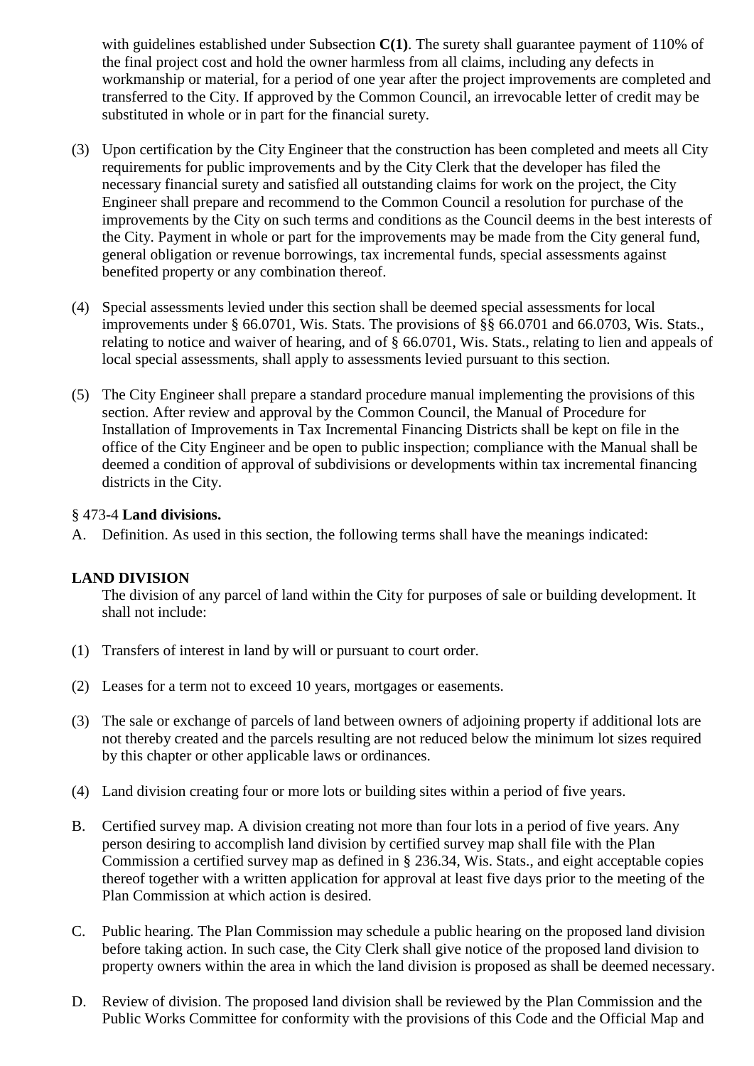with guidelines established under Subsection **C(1)**. The surety shall guarantee payment of 110% of the final project cost and hold the owner harmless from all claims, including any defects in workmanship or material, for a period of one year after the project improvements are completed and transferred to the City. If approved by the Common Council, an irrevocable letter of credit may be substituted in whole or in part for the financial surety.

(3) Upon certification by the City Engineer that the construction has been completed and meets all City requirements for public improvements and by the City Clerk that the developer has filed the necessary financial surety and satisfied all outstanding claims for work on the project, the City Engineer shall prepare and recommend to the Common Council a resolution for purchase of the improvements by the City on such terms and conditions as the Council deems in the best interests of the City. Payment in whole or part for the improvements may be made from the City general fund, general obligation or revenue borrowings, tax incremental funds, special assessments against benefited property or any combination thereof.

(4) Special assessments levied under this section shall be deemed special assessments for local improvements under § 66.0701, Wis. Stats. The provisions of §§ 66.0701 and 66.0703, Wis. Stats., relating to notice and waiver of hearing, and of § 66.0701, Wis. Stats., relating to lien and appeals of local special assessments, shall apply to assessments levied pursuant to this section.

(5) The City Engineer shall prepare a standard procedure manual implementing the provisions of this section. After review and approval by the Common Council, the Manual of Procedure for Installation of Improvements in Tax Incremental Financing Districts shall be kept on file in the office of the City Engineer and be open to public inspection; compliance with the Manual shall be deemed a condition of approval of subdivisions or developments within tax incremental financing districts in the City.

§ 473-4 **Land divisions.**

A. Definition. As used in this section, the following terms shall have the meanings indicated:

**LAND DIVISION**

The division of any parcel of land within the City for purposes of sale or building development. It shall not include:

(1) Transfers of interest in land by will or pursuant to court order.

(2) Leases for a term not to exceed 10 years, mortgages or easements.

(3) The sale or exchange of parcels of land between owners of adjoining property if additional lots are not thereby created and the parcels resulting are not reduced below the minimum lot sizes required by this chapter or other applicable laws or ordinances.

(4) Land division creating four or more lots or building sites within a period of five years.

B. Certified survey map. A division creating not more than four lots in a period of five years. Any person desiring to accomplish land division by certified survey map shall file with the Plan Commission a certified survey map as defined in § 236.34, Wis. Stats., and eight acceptable copies thereof together with a written application for approval at least five days prior to the meeting of the Plan Commission at which action is desired.

C. Public hearing. The Plan Commission may schedule a public hearing on the proposed land division before taking action. In such case, the City Clerk shall give notice of the proposed land division to property owners within the area in which the land division is proposed as shall be deemed necessary.

D. Review of division. The proposed land division shall be reviewed by the Plan Commission and the Public Works Committee for conformity with the provisions of this Code and the Official Map and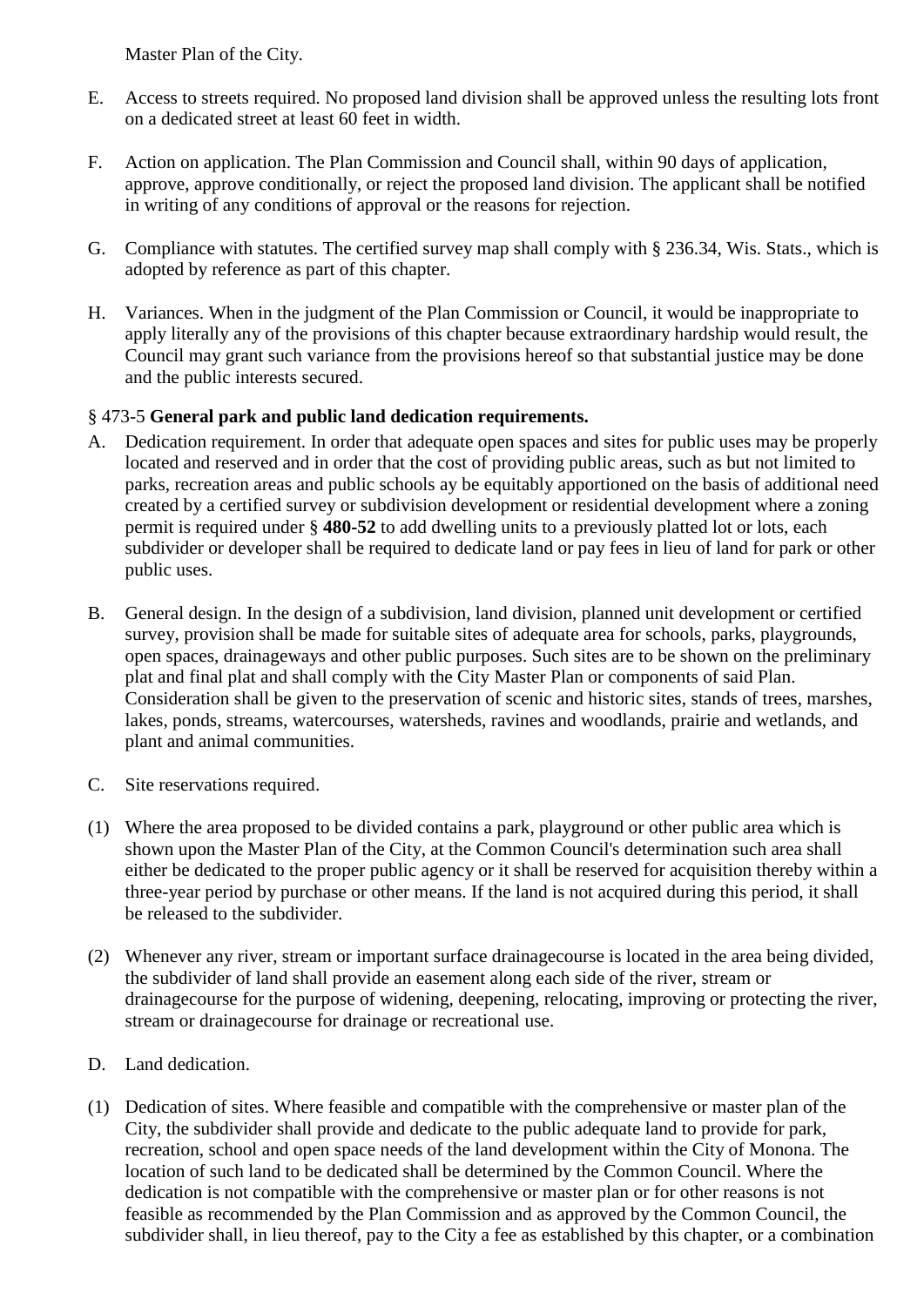Master Plan of the City.

E. Access to streets required. No proposed land division shall be approved unless the resulting lots front on a dedicated street at least 60 feet in width.

F. Action on application. The Plan Commission and Council shall, within 90 days of application, approve, approve conditionally, or reject the proposed land division. The applicant shall be notified in writing of any conditions of approval or the reasons for rejection.

G. Compliance with statutes. The certified survey map shall comply with § 236.34, Wis. Stats., which is adopted by reference as part of this chapter.

H. Variances. When in the judgment of the Plan Commission or Council, it would be inappropriate to apply literally any of the provisions of this chapter because extraordinary hardship would result, the Council may grant such variance from the provisions hereof so that substantial justice may be done and the public interests secured.

§ 473-5 **General park and public land dedication requirements.**

A. Dedication requirement. In order that adequate open spaces and sites for public uses may be properly located and reserved and in order that the cost of providing public areas, such as but not limited to parks, recreation areas and public schools ay be equitably apportioned on the basis of additional need created by a certified survey or subdivision development or residential development where a zoning permit is required under § **480-52** to add dwelling units to a previously platted lot or lots, each subdivider or developer shall be required to dedicate land or pay fees in lieu of land for park or other public uses.

B. General design. In the design of a subdivision, land division, planned unit development or certified survey, provision shall be made for suitable sites of adequate area for schools, parks, playgrounds, open spaces, drainageways and other public purposes. Such sites are to be shown on the preliminary plat and final plat and shall comply with the City Master Plan or components of said Plan. Consideration shall be given to the preservation of scenic and historic sites, stands of trees, marshes, lakes, ponds, streams, watercourses, watersheds, ravines and woodlands, prairie and wetlands, and plant and animal communities.

C. Site reservations required.

(1) Where the area proposed to be divided contains a park, playground or other public area which is shown upon the Master Plan of the City, at the Common Council's determination such area shall either be dedicated to the proper public agency or it shall be reserved for acquisition thereby within a three-year period by purchase or other means. If the land is not acquired during this period, it shall be released to the subdivider.

(2) Whenever any river, stream or important surface drainagecourse is located in the area being divided, the subdivider of land shall provide an easement along each side of the river, stream or drainagecourse for the purpose of widening, deepening, relocating, improving or protecting the river, stream or drainagecourse for drainage or recreational use.

D. Land dedication.

(1) Dedication of sites. Where feasible and compatible with the comprehensive or master plan of the City, the subdivider shall provide and dedicate to the public adequate land to provide for park, recreation, school and open space needs of the land development within the City of Monona. The location of such land to be dedicated shall be determined by the Common Council. Where the dedication is not compatible with the comprehensive or master plan or for other reasons is not feasible as recommended by the Plan Commission and as approved by the Common Council, the subdivider shall, in lieu thereof, pay to the City a fee as established by this chapter, or a combination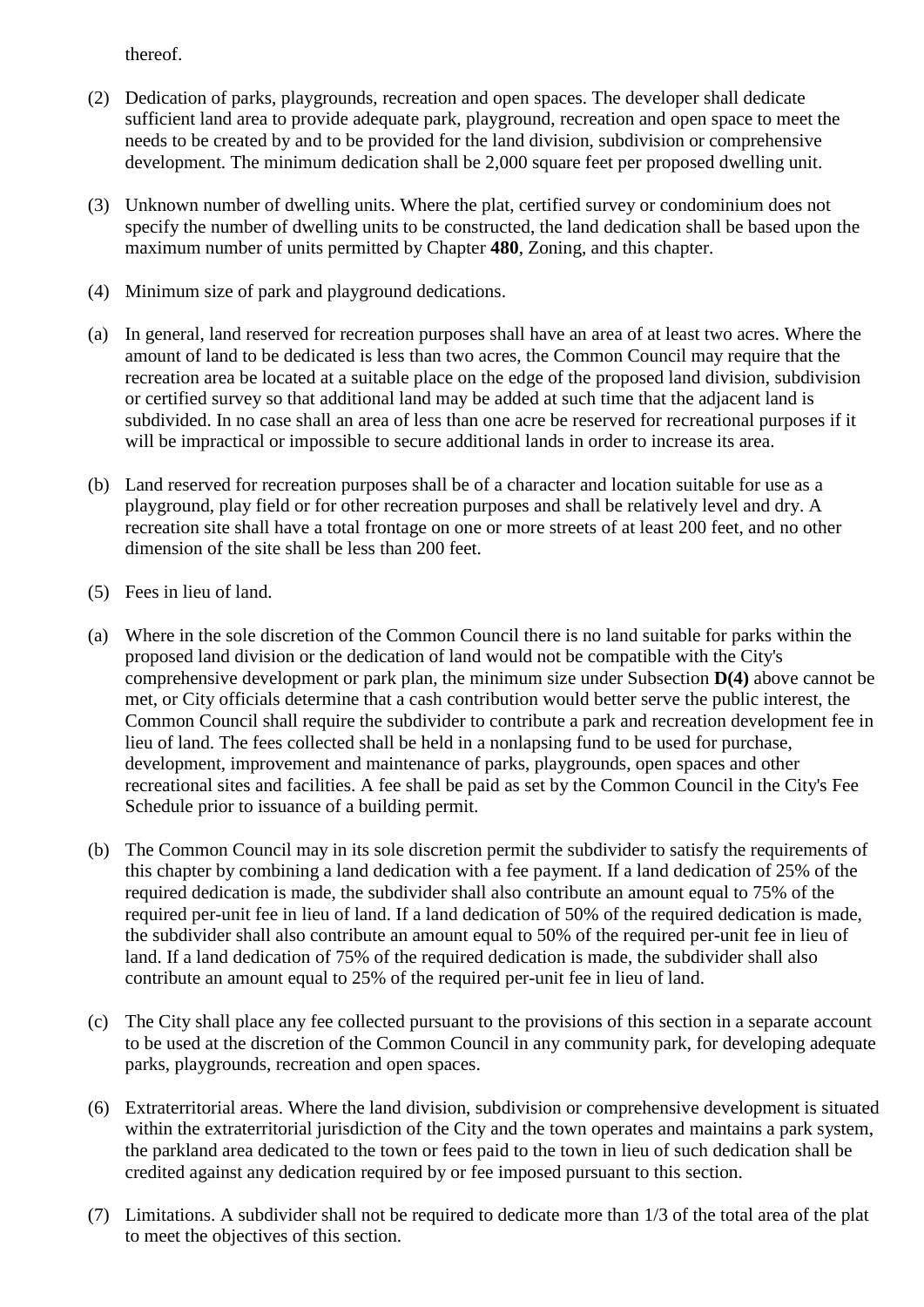thereof.

(2) Dedication of parks, playgrounds, recreation and open spaces. The developer shall dedicate sufficient land area to provide adequate park, playground, recreation and open space to meet the needs to be created by and to be provided for the land division, subdivision or comprehensive development. The minimum dedication shall be 2,000 square feet per proposed dwelling unit.

(3) Unknown number of dwelling units. Where the plat, certified survey or condominium does not specify the number of dwelling units to be constructed, the land dedication shall be based upon the maximum number of units permitted by Chapter **480**, Zoning, and this chapter.

(4) Minimum size of park and playground dedications.

(a) In general, land reserved for recreation purposes shall have an area of at least two acres. Where the amount of land to be dedicated is less than two acres, the Common Council may require that the recreation area be located at a suitable place on the edge of the proposed land division, subdivision or certified survey so that additional land may be added at such time that the adjacent land is subdivided. In no case shall an area of less than one acre be reserved for recreational purposes if it will be impractical or impossible to secure additional lands in order to increase its area.

(b) Land reserved for recreation purposes shall be of a character and location suitable for use as a playground, play field or for other recreation purposes and shall be relatively level and dry. A recreation site shall have a total frontage on one or more streets of at least 200 feet, and no other dimension of the site shall be less than 200 feet.

(5) Fees in lieu of land.

(a) Where in the sole discretion of the Common Council there is no land suitable for parks within the proposed land division or the dedication of land would not be compatible with the City's comprehensive development or park plan, the minimum size under Subsection **D(4)** above cannot be met, or City officials determine that a cash contribution would better serve the public interest, the Common Council shall require the subdivider to contribute a park and recreation development fee in lieu of land. The fees collected shall be held in a nonlapsing fund to be used for purchase, development, improvement and maintenance of parks, playgrounds, open spaces and other recreational sites and facilities. A fee shall be paid as set by the Common Council in the City's Fee Schedule prior to issuance of a building permit.

(b) The Common Council may in its sole discretion permit the subdivider to satisfy the requirements of this chapter by combining a land dedication with a fee payment. If a land dedication of 25% of the required dedication is made, the subdivider shall also contribute an amount equal to 75% of the required per-unit fee in lieu of land. If a land dedication of 50% of the required dedication is made, the subdivider shall also contribute an amount equal to 50% of the required per-unit fee in lieu of land. If a land dedication of 75% of the required dedication is made, the subdivider shall also contribute an amount equal to 25% of the required per-unit fee in lieu of land.

(c) The City shall place any fee collected pursuant to the provisions of this section in a separate account to be used at the discretion of the Common Council in any community park, for developing adequate parks, playgrounds, recreation and open spaces.

(6) Extraterritorial areas. Where the land division, subdivision or comprehensive development is situated within the extraterritorial jurisdiction of the City and the town operates and maintains a park system, the parkland area dedicated to the town or fees paid to the town in lieu of such dedication shall be credited against any dedication required by or fee imposed pursuant to this section.

(7) Limitations. A subdivider shall not be required to dedicate more than 1/3 of the total area of the plat to meet the objectives of this section.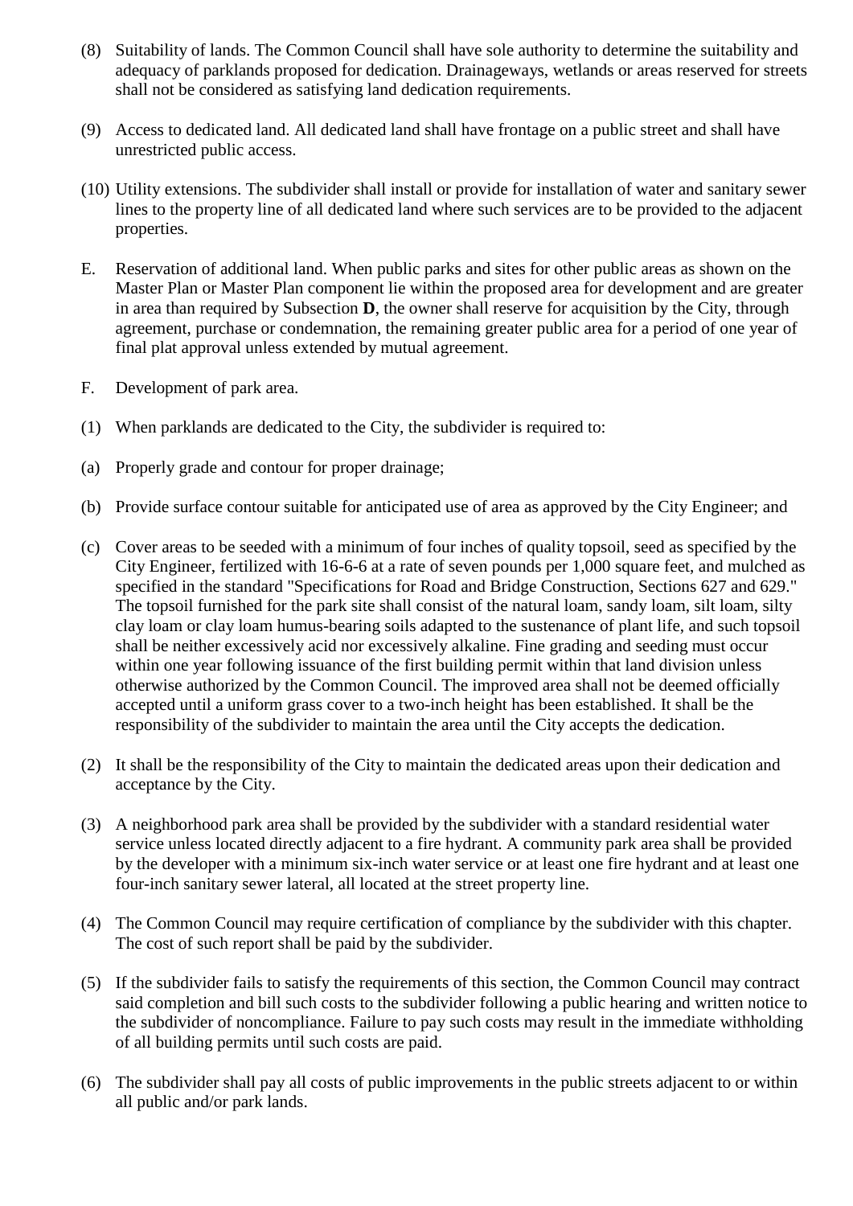(8) Suitability of lands. The Common Council shall have sole authority to determine the suitability and adequacy of parklands proposed for dedication. Drainageways, wetlands or areas reserved for streets shall not be considered as satisfying land dedication requirements.

(9) Access to dedicated land. All dedicated land shall have frontage on a public street and shall have unrestricted public access.

(10) Utility extensions. The subdivider shall install or provide for installation of water and sanitary sewer lines to the property line of all dedicated land where such services are to be provided to the adjacent properties.

E. Reservation of additional land. When public parks and sites for other public areas as shown on the Master Plan or Master Plan component lie within the proposed area for development and are greater in area than required by Subsection **D**, the owner shall reserve for acquisition by the City, through agreement, purchase or condemnation, the remaining greater public area for a period of one year of final plat approval unless extended by mutual agreement.

F. Development of park area.

(1) When parklands are dedicated to the City, the subdivider is required to:

(a) Properly grade and contour for proper drainage;

(b) Provide surface contour suitable for anticipated use of area as approved by the City Engineer; and

(c) Cover areas to be seeded with a minimum of four inches of quality topsoil, seed as specified by the City Engineer, fertilized with 16-6-6 at a rate of seven pounds per 1,000 square feet, and mulched as specified in the standard "Specifications for Road and Bridge Construction, Sections 627 and 629." The topsoil furnished for the park site shall consist of the natural loam, sandy loam, silt loam, silty clay loam or clay loam humus-bearing soils adapted to the sustenance of plant life, and such topsoil shall be neither excessively acid nor excessively alkaline. Fine grading and seeding must occur within one year following issuance of the first building permit within that land division unless otherwise authorized by the Common Council. The improved area shall not be deemed officially accepted until a uniform grass cover to a two-inch height has been established. It shall be the responsibility of the subdivider to maintain the area until the City accepts the dedication.

(2) It shall be the responsibility of the City to maintain the dedicated areas upon their dedication and acceptance by the City.

(3) A neighborhood park area shall be provided by the subdivider with a standard residential water service unless located directly adjacent to a fire hydrant. A community park area shall be provided by the developer with a minimum six-inch water service or at least one fire hydrant and at least one four-inch sanitary sewer lateral, all located at the street property line.

(4) The Common Council may require certification of compliance by the subdivider with this chapter. The cost of such report shall be paid by the subdivider.

(5) If the subdivider fails to satisfy the requirements of this section, the Common Council may contract said completion and bill such costs to the subdivider following a public hearing and written notice to the subdivider of noncompliance. Failure to pay such costs may result in the immediate withholding of all building permits until such costs are paid.

(6) The subdivider shall pay all costs of public improvements in the public streets adjacent to or within all public and/or park lands.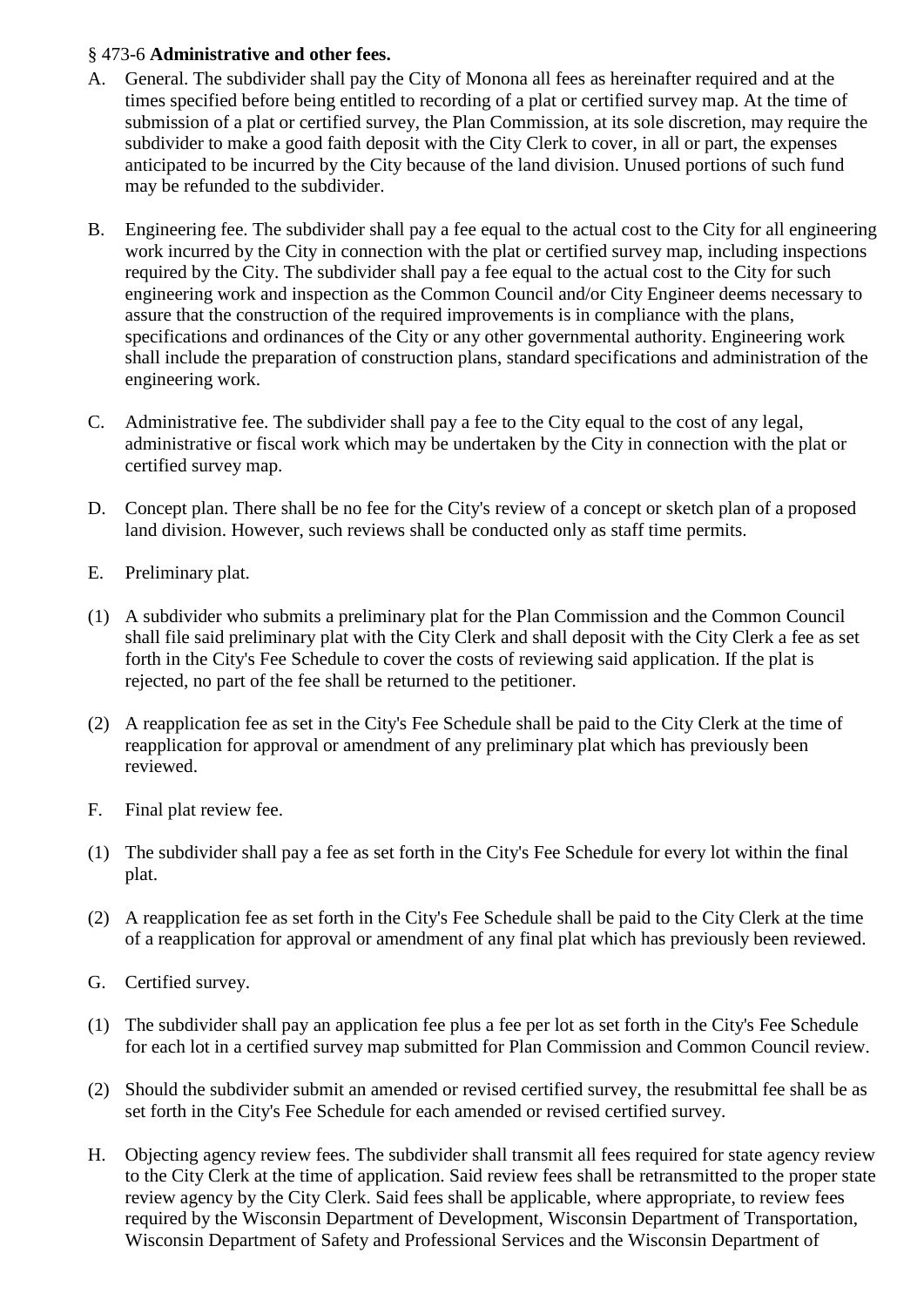§ 473-6 **Administrative and other fees.**

A. General. The subdivider shall pay the City of Monona all fees as hereinafter required and at the times specified before being entitled to recording of a plat or certified survey map. At the time of submission of a plat or certified survey, the Plan Commission, at its sole discretion, may require the subdivider to make a good faith deposit with the City Clerk to cover, in all or part, the expenses anticipated to be incurred by the City because of the land division. Unused portions of such fund may be refunded to the subdivider.

B. Engineering fee. The subdivider shall pay a fee equal to the actual cost to the City for all engineering work incurred by the City in connection with the plat or certified survey map, including inspections required by the City. The subdivider shall pay a fee equal to the actual cost to the City for such engineering work and inspection as the Common Council and/or City Engineer deems necessary to assure that the construction of the required improvements is in compliance with the plans, specifications and ordinances of the City or any other governmental authority. Engineering work shall include the preparation of construction plans, standard specifications and administration of the engineering work.

C. Administrative fee. The subdivider shall pay a fee to the City equal to the cost of any legal, administrative or fiscal work which may be undertaken by the City in connection with the plat or certified survey map.

D. Concept plan. There shall be no fee for the City's review of a concept or sketch plan of a proposed land division. However, such reviews shall be conducted only as staff time permits.

E. Preliminary plat.

(1) A subdivider who submits a preliminary plat for the Plan Commission and the Common Council shall file said preliminary plat with the City Clerk and shall deposit with the City Clerk a fee as set forth in the City's Fee Schedule to cover the costs of reviewing said application. If the plat is rejected, no part of the fee shall be returned to the petitioner.

(2) A reapplication fee as set in the City's Fee Schedule shall be paid to the City Clerk at the time of reapplication for approval or amendment of any preliminary plat which has previously been reviewed.

F. Final plat review fee.

(1) The subdivider shall pay a fee as set forth in the City's Fee Schedule for every lot within the final plat.

(2) A reapplication fee as set forth in the City's Fee Schedule shall be paid to the City Clerk at the time of a reapplication for approval or amendment of any final plat which has previously been reviewed.

G. Certified survey.

(1) The subdivider shall pay an application fee plus a fee per lot as set forth in the City's Fee Schedule for each lot in a certified survey map submitted for Plan Commission and Common Council review.

(2) Should the subdivider submit an amended or revised certified survey, the resubmittal fee shall be as set forth in the City's Fee Schedule for each amended or revised certified survey.

H. Objecting agency review fees. The subdivider shall transmit all fees required for state agency review to the City Clerk at the time of application. Said review fees shall be retransmitted to the proper state review agency by the City Clerk. Said fees shall be applicable, where appropriate, to review fees required by the Wisconsin Department of Development, Wisconsin Department of Transportation, Wisconsin Department of Safety and Professional Services and the Wisconsin Department of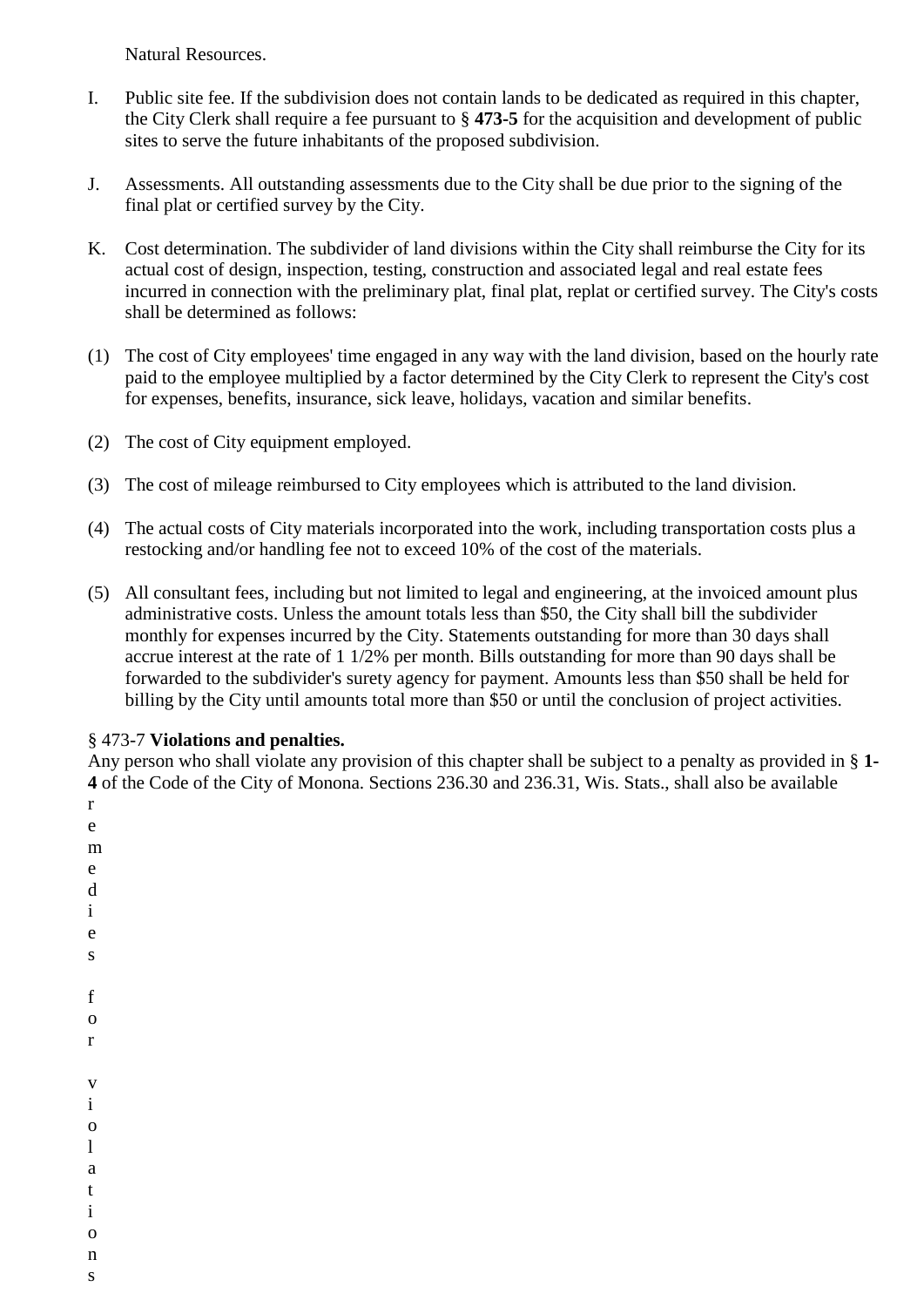Natural Resources.

I. Public site fee. If the subdivision does not contain lands to be dedicated as required in this chapter, the City Clerk shall require a fee pursuant to § **473-5** for the acquisition and development of public sites to serve the future inhabitants of the proposed subdivision.

J. Assessments. All outstanding assessments due to the City shall be due prior to the signing of the final plat or certified survey by the City.

K. Cost determination. The subdivider of land divisions within the City shall reimburse the City for its actual cost of design, inspection, testing, construction and associated legal and real estate fees incurred in connection with the preliminary plat, final plat, replat or certified survey. The City's costs shall be determined as follows:

(1) The cost of City employees' time engaged in any way with the land division, based on the hourly rate paid to the employee multiplied by a factor determined by the City Clerk to represent the City's cost for expenses, benefits, insurance, sick leave, holidays, vacation and similar benefits.

(2) The cost of City equipment employed.

(3) The cost of mileage reimbursed to City employees which is attributed to the land division.

(4) The actual costs of City materials incorporated into the work, including transportation costs plus a restocking and/or handling fee not to exceed 10% of the cost of the materials.

(5) All consultant fees, including but not limited to legal and engineering, at the invoiced amount plus administrative costs. Unless the amount totals less than $50, the City shall bill the subdivider monthly for expenses incurred by the City. Statements outstanding for more than 30 days shall accrue interest at the rate of 1 1/2% per month. Bills outstanding for more than 90 days shall be forwarded to the subdivider's surety agency for payment. Amounts less than $50 shall be held for billing by the City until amounts total more than $50 or until the conclusion of project activities.

§ 473-7 **Violations and penalties.**

Any person who shall violate any provision of this chapter shall be subject to a penalty as provided in § **1-4** of the Code of the City of Monona. Sections 236.30 and 236.31, Wis. Stats., shall also be available remedies for violations